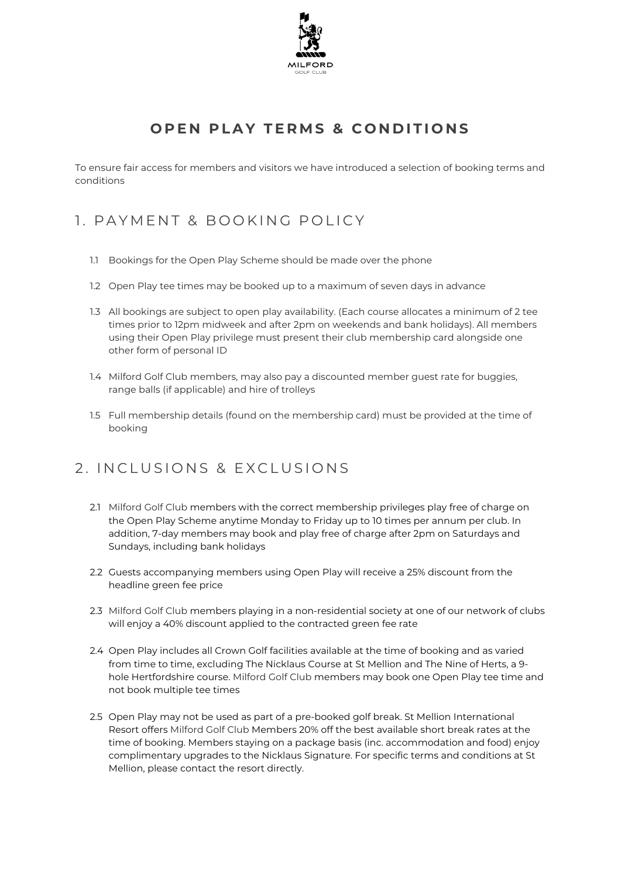MILFORD
GOLF CLUB

# OPEN PLAY TERMS & CONDITIONS

To ensure fair access for members and visitors we have introduced a selection of booking terms and conditions

## 1. PAYMENT & BOOKING POLICY

1.1 Bookings for the Open Play Scheme should be made over the phone

1.2 Open Play tee times may be booked up to a maximum of seven days in advance

1.3 All bookings are subject to open play availability. (Each course allocates a minimum of 2 tee times prior to 12pm midweek and after 2pm on weekends and bank holidays). All members using their Open Play privilege must present their club membership card alongside one other form of personal ID

1.4 Milford Golf Club members, may also pay a discounted member guest rate for buggies, range balls (if applicable) and hire of trolleys

1.5 Full membership details (found on the membership card) must be provided at the time of booking

## 2. INCLUSIONS & EXCLUSIONS

2.1 Milford Golf Club members with the correct membership privileges play free of charge on the Open Play Scheme anytime Monday to Friday up to 10 times per annum per club. In addition, 7-day members may book and play free of charge after 2pm on Saturdays and Sundays, including bank holidays

2.2 Guests accompanying members using Open Play will receive a 25% discount from the headline green fee price

2.3 Milford Golf Club members playing in a non-residential society at one of our network of clubs will enjoy a 40% discount applied to the contracted green fee rate

2.4 Open Play includes all Crown Golf facilities available at the time of booking and as varied from time to time, excluding The Nicklaus Course at St Mellion and The Nine of Herts, a 9-hole Hertfordshire course. Milford Golf Club members may book one Open Play tee time and not book multiple tee times

2.5 Open Play may not be used as part of a pre-booked golf break. St Mellion International Resort offers Milford Golf Club Members 20% off the best available short break rates at the time of booking. Members staying on a package basis (inc. accommodation and food) enjoy complimentary upgrades to the Nicklaus Signature. For specific terms and conditions at St Mellion, please contact the resort directly.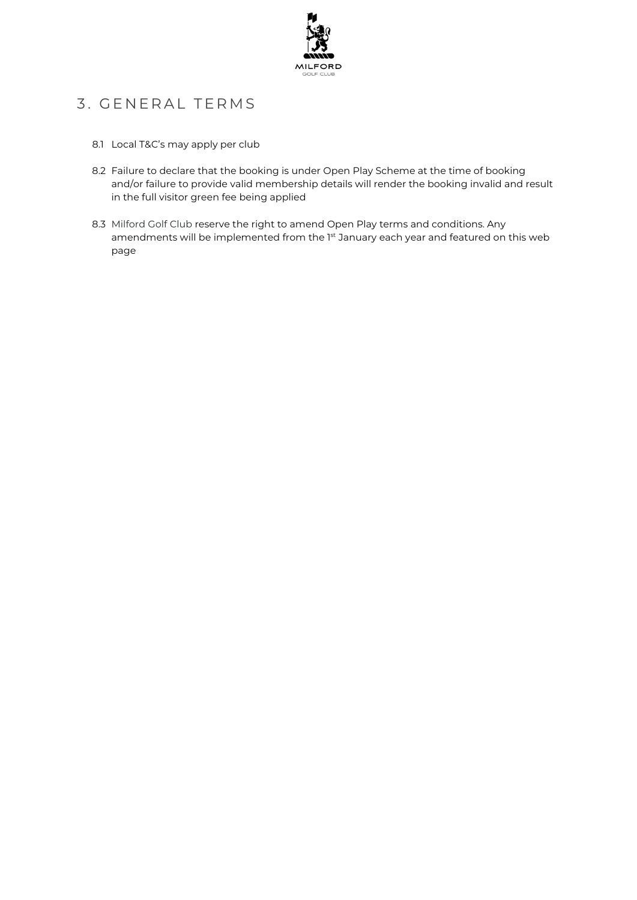## 3. GENERAL TERMS

8.1 Local T&C's may apply per club

8.2 Failure to declare that the booking is under Open Play Scheme at the time of booking and/or failure to provide valid membership details will render the booking invalid and result in the full visitor green fee being applied

8.3 Milford Golf Club reserve the right to amend Open Play terms and conditions. Any amendments will be implemented from the 1st January each year and featured on this web page